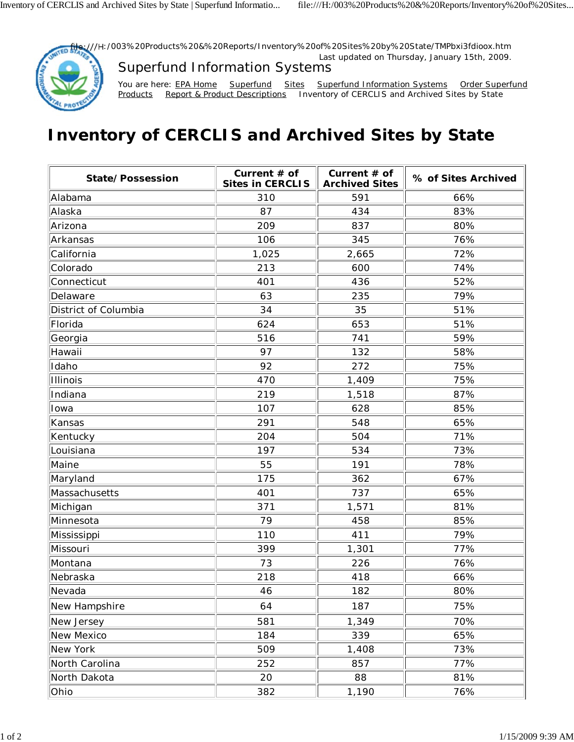file:///H:/003%20Products%20&%20Reports/Inventory%20of%20Sites%20by%20State/TMPbxi3fdioox.htm

Last updated on Thursday, January 15th, 2009.

Superfund Information Systems

You are here: EPA Home Superfund Sites Superfund Information Systems Order Superfund Products Report & Product Descriptions Inventory of CERCLIS and Archived Sites by State

# Inventory of CERCLIS and Archived Sites by State

| State/Possession | Current # of Sites in CERCLIS | Current # of Archived Sites | % of Sites Archived |
|---|---|---|---|
| Alabama | 310 | 591 | 66% |
| Alaska | 87 | 434 | 83% |
| Arizona | 209 | 837 | 80% |
| Arkansas | 106 | 345 | 76% |
| California | 1,025 | 2,665 | 72% |
| Colorado | 213 | 600 | 74% |
| Connecticut | 401 | 436 | 52% |
| Delaware | 63 | 235 | 79% |
| District of Columbia | 34 | 35 | 51% |
| Florida | 624 | 653 | 51% |
| Georgia | 516 | 741 | 59% |
| Hawaii | 97 | 132 | 58% |
| Idaho | 92 | 272 | 75% |
| Illinois | 470 | 1,409 | 75% |
| Indiana | 219 | 1,518 | 87% |
| Iowa | 107 | 628 | 85% |
| Kansas | 291 | 548 | 65% |
| Kentucky | 204 | 504 | 71% |
| Louisiana | 197 | 534 | 73% |
| Maine | 55 | 191 | 78% |
| Maryland | 175 | 362 | 67% |
| Massachusetts | 401 | 737 | 65% |
| Michigan | 371 | 1,571 | 81% |
| Minnesota | 79 | 458 | 85% |
| Mississippi | 110 | 411 | 79% |
| Missouri | 399 | 1,301 | 77% |
| Montana | 73 | 226 | 76% |
| Nebraska | 218 | 418 | 66% |
| Nevada | 46 | 182 | 80% |
| New Hampshire | 64 | 187 | 75% |
| New Jersey | 581 | 1,349 | 70% |
| New Mexico | 184 | 339 | 65% |
| New York | 509 | 1,408 | 73% |
| North Carolina | 252 | 857 | 77% |
| North Dakota | 20 | 88 | 81% |
| Ohio | 382 | 1,190 | 76% |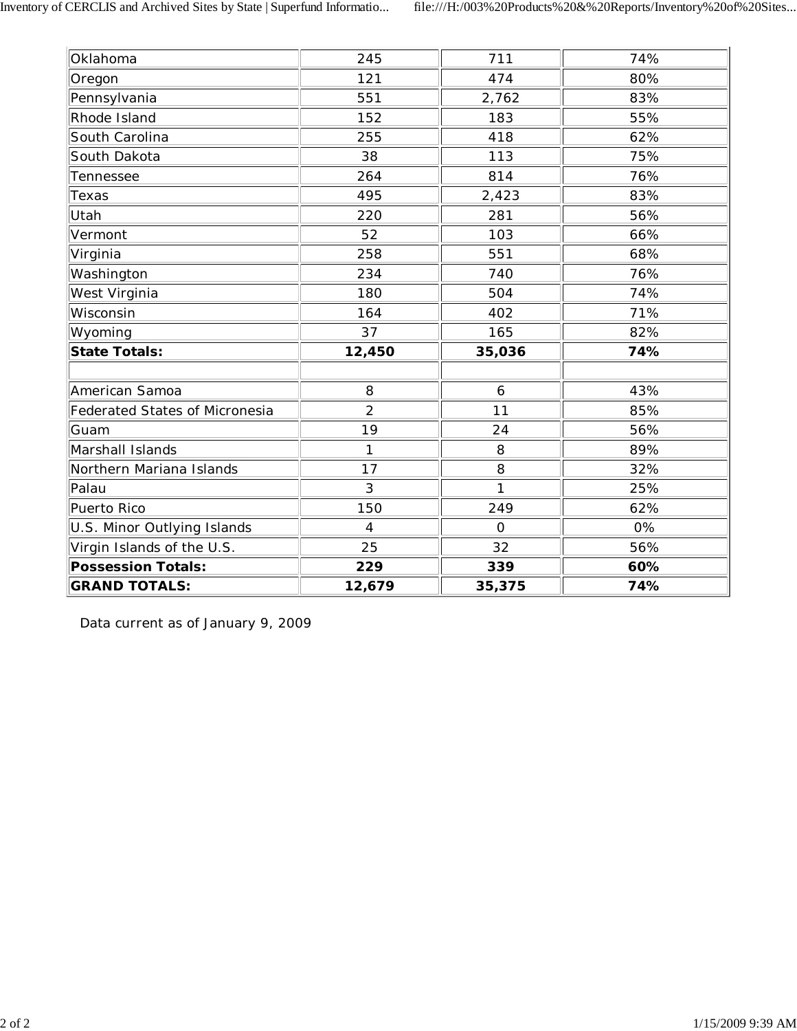| | | | |
|---|---|---|---|
| Oklahoma | 245 | 711 | 74% |
| Oregon | 121 | 474 | 80% |
| Pennsylvania | 551 | 2,762 | 83% |
| Rhode Island | 152 | 183 | 55% |
| South Carolina | 255 | 418 | 62% |
| South Dakota | 38 | 113 | 75% |
| Tennessee | 264 | 814 | 76% |
| Texas | 495 | 2,423 | 83% |
| Utah | 220 | 281 | 56% |
| Vermont | 52 | 103 | 66% |
| Virginia | 258 | 551 | 68% |
| Washington | 234 | 740 | 76% |
| West Virginia | 180 | 504 | 74% |
| Wisconsin | 164 | 402 | 71% |
| Wyoming | 37 | 165 | 82% |
| **State Totals:** | **12,450** | **35,036** | **74%** |
| | | | |
| American Samoa | 8 | 6 | 43% |
| Federated States of Micronesia | 2 | 11 | 85% |
| Guam | 19 | 24 | 56% |
| Marshall Islands | 1 | 8 | 89% |
| Northern Mariana Islands | 17 | 8 | 32% |
| Palau | 3 | 1 | 25% |
| Puerto Rico | 150 | 249 | 62% |
| U.S. Minor Outlying Islands | 4 | 0 | 0% |
| Virgin Islands of the U.S. | 25 | 32 | 56% |
| **Possession Totals:** | **229** | **339** | **60%** |
| **GRAND TOTALS:** | **12,679** | **35,375** | **74%** |

Data current as of January 9, 2009